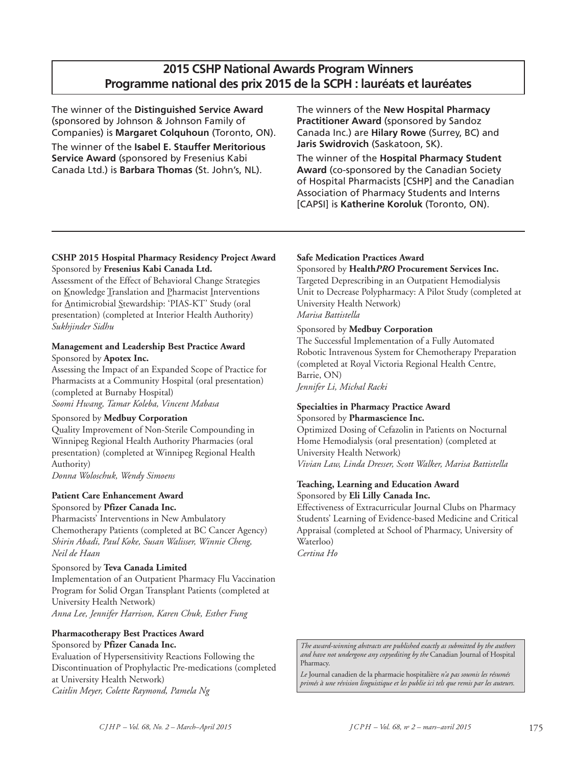## 2015 CSHP National Awards Program Winners
## Programme national des prix 2015 de la SCPH : lauréats et lauréates

The winner of the **Distinguished Service Award** (sponsored by Johnson & Johnson Family of Companies) is **Margaret Colquhoun** (Toronto, ON).

The winner of the **Isabel E. Stauffer Meritorious Service Award** (sponsored by Fresenius Kabi Canada Ltd.) is **Barbara Thomas** (St. John's, NL).

The winners of the **New Hospital Pharmacy Practitioner Award** (sponsored by Sandoz Canada Inc.) are **Hilary Rowe** (Surrey, BC) and **Jaris Swidrovich** (Saskatoon, SK).

The winner of the **Hospital Pharmacy Student Award** (co-sponsored by the Canadian Society of Hospital Pharmacists [CSHP] and the Canadian Association of Pharmacy Students and Interns [CAPSI] is **Katherine Koroluk** (Toronto, ON).

---

**CSHP 2015 Hospital Pharmacy Residency Project Award**
Sponsored by **Fresenius Kabi Canada Ltd.**
Assessment of the Effect of Behavioral Change Strategies on Knowledge Translation and Pharmacist Interventions for Antimicrobial Stewardship: 'PIAS-KT' Study (oral presentation) (completed at Interior Health Authority)
*Sukhjinder Sidhu*

**Management and Leadership Best Practice Award**
Sponsored by **Apotex Inc.**
Assessing the Impact of an Expanded Scope of Practice for Pharmacists at a Community Hospital (oral presentation) (completed at Burnaby Hospital)
*Soomi Hwang, Tamar Koleba, Vincent Mabasa*

Sponsored by **Medbuy Corporation**
Quality Improvement of Non-Sterile Compounding in Winnipeg Regional Health Authority Pharmacies (oral presentation) (completed at Winnipeg Regional Health Authority)
*Donna Woloschuk, Wendy Simoens*

**Patient Care Enhancement Award**
Sponsored by **Pfizer Canada Inc.**
Pharmacists' Interventions in New Ambulatory Chemotherapy Patients (completed at BC Cancer Agency)
*Shirin Abadi, Paul Koke, Susan Walisser, Winnie Cheng, Neil de Haan*

Sponsored by **Teva Canada Limited**
Implementation of an Outpatient Pharmacy Flu Vaccination Program for Solid Organ Transplant Patients (completed at University Health Network)
*Anna Lee, Jennifer Harrison, Karen Chuk, Esther Fung*

**Pharmacotherapy Best Practices Award**
Sponsored by **Pfizer Canada Inc.**
Evaluation of Hypersensitivity Reactions Following the Discontinuation of Prophylactic Pre-medications (completed at University Health Network)
*Caitlin Meyer, Colette Raymond, Pamela Ng*

**Safe Medication Practices Award**
Sponsored by **Health*PRO* Procurement Services Inc.**
Targeted Deprescribing in an Outpatient Hemodialysis Unit to Decrease Polypharmacy: A Pilot Study (completed at University Health Network)
*Marisa Battistella*

Sponsored by **Medbuy Corporation**
The Successful Implementation of a Fully Automated Robotic Intravenous System for Chemotherapy Preparation (completed at Royal Victoria Regional Health Centre, Barrie, ON)
*Jennifer Li, Michal Racki*

**Specialties in Pharmacy Practice Award**
Sponsored by **Pharmascience Inc.**
Optimized Dosing of Cefazolin in Patients on Nocturnal Home Hemodialysis (oral presentation) (completed at University Health Network)
*Vivian Law, Linda Dresser, Scott Walker, Marisa Battistella*

**Teaching, Learning and Education Award**
Sponsored by **Eli Lilly Canada Inc.**
Effectiveness of Extracurricular Journal Clubs on Pharmacy Students' Learning of Evidence-based Medicine and Critical Appraisal (completed at School of Pharmacy, University of Waterloo)
*Certina Ho*

*The award-winning abstracts are published exactly as submitted by the authors and have not undergone any copyediting by the* Canadian Journal of Hospital Pharmacy.

*Le* Journal canadien de la pharmacie hospitalière *n'a pas soumis les résumés primés à une révision linguistique et les publie ici tels que remis par les auteurs.*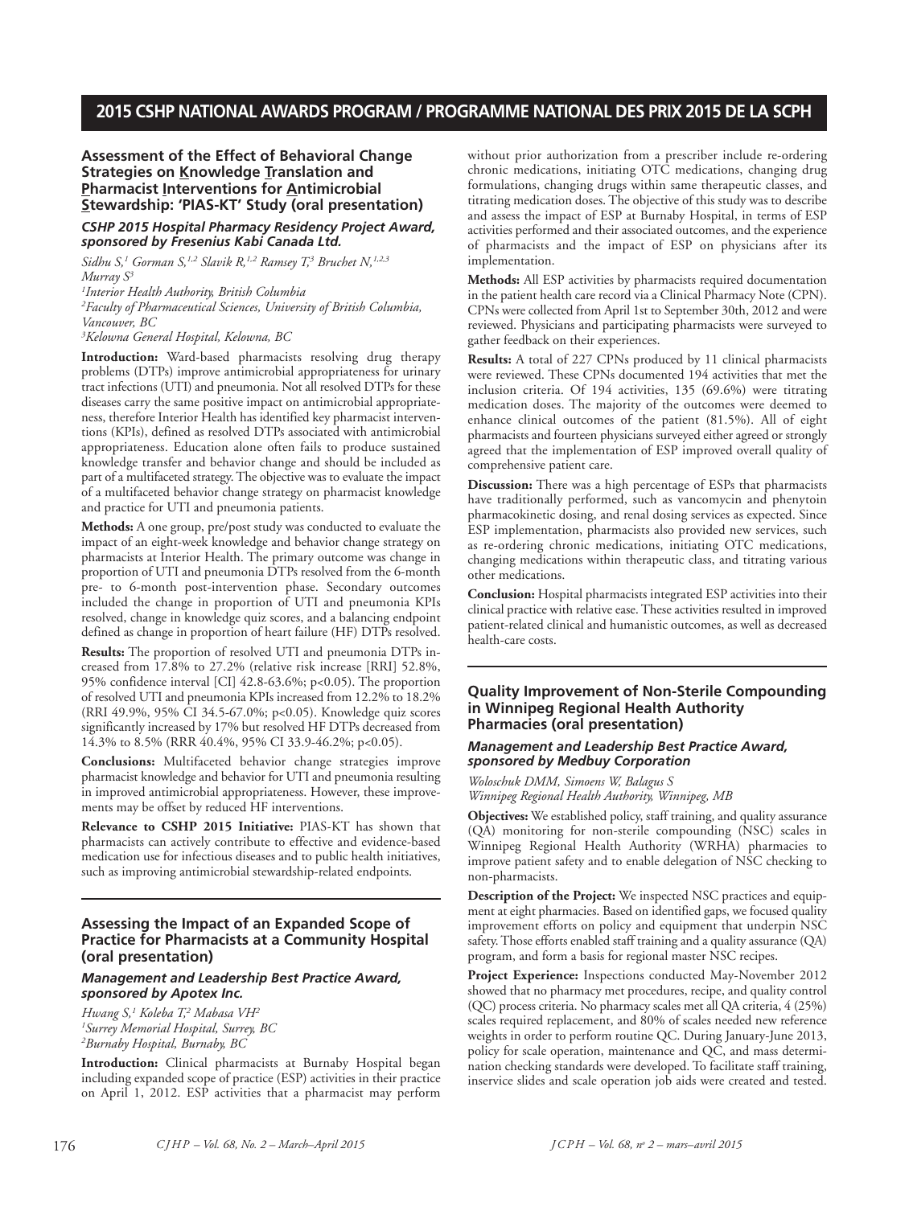## 2015 CSHP NATIONAL AWARDS PROGRAM / PROGRAMME NATIONAL DES PRIX 2015 DE LA SCPH

### Assessment of the Effect of Behavioral Change Strategies on Knowledge Translation and Pharmacist Interventions for Antimicrobial Stewardship: 'PIAS-KT' Study (oral presentation)

***CSHP 2015 Hospital Pharmacy Residency Project Award, sponsored by Fresenius Kabi Canada Ltd.***

*Sidhu S,[1] Gorman S,[1,2] Slavik R,[1,2] Ramsey T,[3] Bruchet N,[1,2,3] Murray S[3]*

*[1]Interior Health Authority, British Columbia*
*[2]Faculty of Pharmaceutical Sciences, University of British Columbia, Vancouver, BC*
*[3]Kelowna General Hospital, Kelowna, BC*

**Introduction:** Ward-based pharmacists resolving drug therapy problems (DTPs) improve antimicrobial appropriateness for urinary tract infections (UTI) and pneumonia. Not all resolved DTPs for these diseases carry the same positive impact on antimicrobial appropriateness, therefore Interior Health has identified key pharmacist interventions (KPIs), defined as resolved DTPs associated with antimicrobial appropriateness. Education alone often fails to produce sustained knowledge transfer and behavior change and should be included as part of a multifaceted strategy. The objective was to evaluate the impact of a multifaceted behavior change strategy on pharmacist knowledge and practice for UTI and pneumonia patients.

**Methods:** A one group, pre/post study was conducted to evaluate the impact of an eight-week knowledge and behavior change strategy on pharmacists at Interior Health. The primary outcome was change in proportion of UTI and pneumonia DTPs resolved from the 6-month pre- to 6-month post-intervention phase. Secondary outcomes included the change in proportion of UTI and pneumonia KPIs resolved, change in knowledge quiz scores, and a balancing endpoint defined as change in proportion of heart failure (HF) DTPs resolved.

**Results:** The proportion of resolved UTI and pneumonia DTPs increased from 17.8% to 27.2% (relative risk increase [RRI] 52.8%, 95% confidence interval [CI] 42.8-63.6%; $p<0.05$). The proportion of resolved UTI and pneumonia KPIs increased from 12.2% to 18.2% (RRI 49.9%, 95% CI 34.5-67.0%; $p<0.05$). Knowledge quiz scores significantly increased by 17% but resolved HF DTPs decreased from 14.3% to 8.5% (RRR 40.4%, 95% CI 33.9-46.2%; $p<0.05$).

**Conclusions:** Multifaceted behavior change strategies improve pharmacist knowledge and behavior for UTI and pneumonia resulting in improved antimicrobial appropriateness. However, these improvements may be offset by reduced HF interventions.

**Relevance to CSHP 2015 Initiative:** PIAS-KT has shown that pharmacists can actively contribute to effective and evidence-based medication use for infectious diseases and to public health initiatives, such as improving antimicrobial stewardship-related endpoints.

### Assessing the Impact of an Expanded Scope of Practice for Pharmacists at a Community Hospital (oral presentation)

***Management and Leadership Best Practice Award, sponsored by Apotex Inc.***

*Hwang S,[1] Koleba T,[2] Mabasa VH[2]*
*[1]Surrey Memorial Hospital, Surrey, BC*
*[2]Burnaby Hospital, Burnaby, BC*

**Introduction:** Clinical pharmacists at Burnaby Hospital began including expanded scope of practice (ESP) activities in their practice on April 1, 2012. ESP activities that a pharmacist may perform without prior authorization from a prescriber include re-ordering chronic medications, initiating OTC medications, changing drug formulations, changing drugs within same therapeutic classes, and titrating medication doses. The objective of this study was to describe and assess the impact of ESP at Burnaby Hospital, in terms of ESP activities performed and their associated outcomes, and the experience of pharmacists and the impact of ESP on physicians after its implementation.

**Methods:** All ESP activities by pharmacists required documentation in the patient health care record via a Clinical Pharmacy Note (CPN). CPNs were collected from April 1st to September 30th, 2012 and were reviewed. Physicians and participating pharmacists were surveyed to gather feedback on their experiences.

**Results:** A total of 227 CPNs produced by 11 clinical pharmacists were reviewed. These CPNs documented 194 activities that met the inclusion criteria. Of 194 activities, 135 (69.6%) were titrating medication doses. The majority of the outcomes were deemed to enhance clinical outcomes of the patient (81.5%). All of eight pharmacists and fourteen physicians surveyed either agreed or strongly agreed that the implementation of ESP improved overall quality of comprehensive patient care.

**Discussion:** There was a high percentage of ESPs that pharmacists have traditionally performed, such as vancomycin and phenytoin pharmacokinetic dosing, and renal dosing services as expected. Since ESP implementation, pharmacists also provided new services, such as re-ordering chronic medications, initiating OTC medications, changing medications within therapeutic class, and titrating various other medications.

**Conclusion:** Hospital pharmacists integrated ESP activities into their clinical practice with relative ease. These activities resulted in improved patient-related clinical and humanistic outcomes, as well as decreased health-care costs.

### Quality Improvement of Non-Sterile Compounding in Winnipeg Regional Health Authority Pharmacies (oral presentation)

***Management and Leadership Best Practice Award, sponsored by Medbuy Corporation***

*Woloschuk DMM, Simoens W, Balagus S*
*Winnipeg Regional Health Authority, Winnipeg, MB*

**Objectives:** We established policy, staff training, and quality assurance (QA) monitoring for non-sterile compounding (NSC) scales in Winnipeg Regional Health Authority (WRHA) pharmacies to improve patient safety and to enable delegation of NSC checking to non-pharmacists.

**Description of the Project:** We inspected NSC practices and equipment at eight pharmacies. Based on identified gaps, we focused quality improvement efforts on policy and equipment that underpin NSC safety. Those efforts enabled staff training and a quality assurance (QA) program, and form a basis for regional master NSC recipes.

**Project Experience:** Inspections conducted May-November 2012 showed that no pharmacy met procedures, recipe, and quality control (QC) process criteria. No pharmacy scales met all QA criteria, 4 (25%) scales required replacement, and 80% of scales needed new reference weights in order to perform routine QC. During January-June 2013, policy for scale operation, maintenance and QC, and mass determination checking standards were developed. To facilitate staff training, inservice slides and scale operation job aids were created and tested.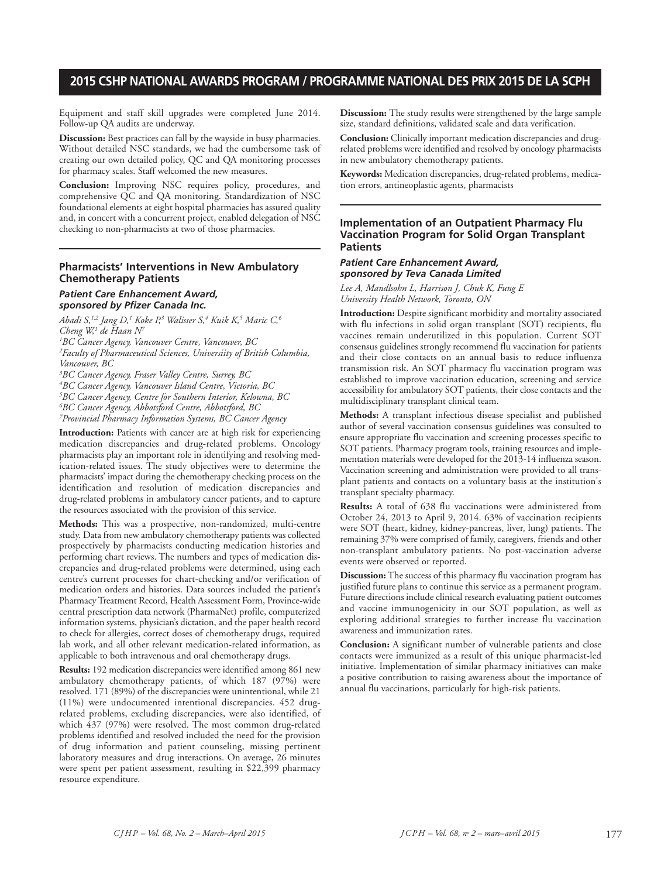Equipment and staff skill upgrades were completed June 2014. Follow-up QA audits are underway.

**Discussion:** Best practices can fall by the wayside in busy pharmacies. Without detailed NSC standards, we had the cumbersome task of creating our own detailed policy, QC and QA monitoring processes for pharmacy scales. Staff welcomed the new measures.

**Conclusion:** Improving NSC requires policy, procedures, and comprehensive QC and QA monitoring. Standardization of NSC foundational elements at eight hospital pharmacies has assured quality and, in concert with a concurrent project, enabled delegation of NSC checking to non-pharmacists at two of those pharmacies.

## Pharmacists' Interventions in New Ambulatory Chemotherapy Patients

***Patient Care Enhancement Award, sponsored by Pfizer Canada Inc.***

*Abadi S,[1,2] Jang D,[1] Koke P,[3] Walisser S,[4] Kuik K,[5] Maric C,[6] Cheng W,[1] de Haan N[7]*

*[1]BC Cancer Agency, Vancouver Centre, Vancouver, BC*
*[2]Faculty of Pharmaceutical Sciences, Universiity of British Columbia, Vancouver, BC*
*[3]BC Cancer Agency, Fraser Valley Centre, Surrey, BC*
*[4]BC Cancer Agency, Vancouver Island Centre, Victoria, BC*
*[5]BC Cancer Agency, Centre for Southern Interior, Kelowna, BC*
*[6]BC Cancer Agency, Abbotsford Centre, Abbotsford, BC*
*[7]Provincial Pharmacy Information Systems, BC Cancer Agency*

**Introduction:** Patients with cancer are at high risk for experiencing medication discrepancies and drug-related problems. Oncology pharmacists play an important role in identifying and resolving medication-related issues. The study objectives were to determine the pharmacists' impact during the chemotherapy checking process on the identification and resolution of medication discrepancies and drug-related problems in ambulatory cancer patients, and to capture the resources associated with the provision of this service.

**Methods:** This was a prospective, non-randomized, multi-centre study. Data from new ambulatory chemotherapy patients was collected prospectively by pharmacists conducting medication histories and performing chart reviews. The numbers and types of medication discrepancies and drug-related problems were determined, using each centre's current processes for chart-checking and/or verification of medication orders and histories. Data sources included the patient's Pharmacy Treatment Record, Health Assessment Form, Province-wide central prescription data network (PharmaNet) profile, computerized information systems, physician's dictation, and the paper health record to check for allergies, correct doses of chemotherapy drugs, required lab work, and all other relevant medication-related information, as applicable to both intravenous and oral chemotherapy drugs.

**Results:** 192 medication discrepancies were identified among 861 new ambulatory chemotherapy patients, of which 187 (97%) were resolved. 171 (89%) of the discrepancies were unintentional, while 21 (11%) were undocumented intentional discrepancies. 452 drug-related problems, excluding discrepancies, were also identified, of which 437 (97%) were resolved. The most common drug-related problems identified and resolved included the need for the provision of drug information and patient counseling, missing pertinent laboratory measures and drug interactions. On average, 26 minutes were spent per patient assessment, resulting in $22,399 pharmacy resource expenditure.

**Discussion:** The study results were strengthened by the large sample size, standard definitions, validated scale and data verification.

**Conclusion:** Clinically important medication discrepancies and drug-related problems were identified and resolved by oncology pharmacists in new ambulatory chemotherapy patients.

**Keywords:** Medication discrepancies, drug-related problems, medication errors, antineoplastic agents, pharmacists

## Implementation of an Outpatient Pharmacy Flu Vaccination Program for Solid Organ Transplant Patients

***Patient Care Enhancement Award, sponsored by Teva Canada Limited***

*Lee A, Mandlsohn L, Harrison J, Chuk K, Fung E*
*University Health Network, Toronto, ON*

**Introduction:** Despite significant morbidity and mortality associated with flu infections in solid organ transplant (SOT) recipients, flu vaccines remain underutilized in this population. Current SOT consensus guidelines strongly recommend flu vaccination for patients and their close contacts on an annual basis to reduce influenza transmission risk. An SOT pharmacy flu vaccination program was established to improve vaccination education, screening and service accessibility for ambulatory SOT patients, their close contacts and the multidisciplinary transplant clinical team.

**Methods:** A transplant infectious disease specialist and published author of several vaccination consensus guidelines was consulted to ensure appropriate flu vaccination and screening processes specific to SOT patients. Pharmacy program tools, training resources and implementation materials were developed for the 2013-14 influenza season. Vaccination screening and administration were provided to all transplant patients and contacts on a voluntary basis at the institution's transplant specialty pharmacy.

**Results:** A total of 638 flu vaccinations were administered from October 24, 2013 to April 9, 2014. 63% of vaccination recipients were SOT (heart, kidney, kidney-pancreas, liver, lung) patients. The remaining 37% were comprised of family, caregivers, friends and other non-transplant ambulatory patients. No post-vaccination adverse events were observed or reported.

**Discussion:** The success of this pharmacy flu vaccination program has justified future plans to continue this service as a permanent program. Future directions include clinical research evaluating patient outcomes and vaccine immunogenicity in our SOT population, as well as exploring additional strategies to further increase flu vaccination awareness and immunization rates.

**Conclusion:** A significant number of vulnerable patients and close contacts were immunized as a result of this unique pharmacist-led initiative. Implementation of similar pharmacy initiatives can make a positive contribution to raising awareness about the importance of annual flu vaccinations, particularly for high-risk patients.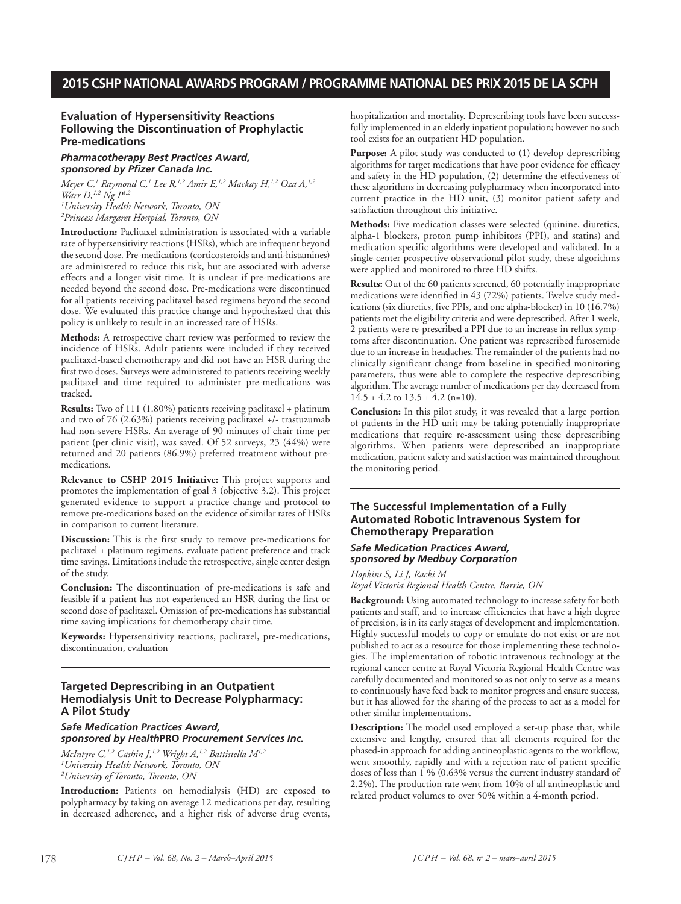## 2015 CSHP NATIONAL AWARDS PROGRAM / PROGRAMME NATIONAL DES PRIX 2015 DE LA SCPH

### Evaluation of Hypersensitivity Reactions Following the Discontinuation of Prophylactic Pre-medications

***Pharmacotherapy Best Practices Award, sponsored by Pfizer Canada Inc.***

*Meyer C,[1] Raymond C,[1] Lee R,[1,2] Amir E,[1,2] Mackay H,[1,2] Oza A,[1,2] Warr D,[1,2] Ng P[1,2]*
*[1]University Health Network, Toronto, ON*
*[2]Princess Margaret Hostpial, Toronto, ON*

**Introduction:** Paclitaxel administration is associated with a variable rate of hypersensitivity reactions (HSRs), which are infrequent beyond the second dose. Pre-medications (corticosteroids and anti-histamines) are administered to reduce this risk, but are associated with adverse effects and a longer visit time. It is unclear if pre-medications are needed beyond the second dose. Pre-medications were discontinued for all patients receiving paclitaxel-based regimens beyond the second dose. We evaluated this practice change and hypothesized that this policy is unlikely to result in an increased rate of HSRs.

**Methods:** A retrospective chart review was performed to review the incidence of HSRs. Adult patients were included if they received paclitaxel-based chemotherapy and did not have an HSR during the first two doses. Surveys were administered to patients receiving weekly paclitaxel and time required to administer pre-medications was tracked.

**Results:** Two of 111 (1.80%) patients receiving paclitaxel + platinum and two of 76 (2.63%) patients receiving paclitaxel +/- trastuzumab had non-severe HSRs. An average of 90 minutes of chair time per patient (per clinic visit), was saved. Of 52 surveys, 23 (44%) were returned and 20 patients (86.9%) preferred treatment without pre-medications.

**Relevance to CSHP 2015 Initiative:** This project supports and promotes the implementation of goal 3 (objective 3.2). This project generated evidence to support a practice change and protocol to remove pre-medications based on the evidence of similar rates of HSRs in comparison to current literature.

**Discussion:** This is the first study to remove pre-medications for paclitaxel + platinum regimens, evaluate patient preference and track time savings. Limitations include the retrospective, single center design of the study.

**Conclusion:** The discontinuation of pre-medications is safe and feasible if a patient has not experienced an HSR during the first or second dose of paclitaxel. Omission of pre-medications has substantial time saving implications for chemotherapy chair time.

**Keywords:** Hypersensitivity reactions, paclitaxel, pre-medications, discontinuation, evaluation

---

### Targeted Deprescribing in an Outpatient Hemodialysis Unit to Decrease Polypharmacy: A Pilot Study

***Safe Medication Practices Award, sponsored by HealthPRO Procurement Services Inc.***

*McIntyre C,[1,2] Cashin J,[1,2] Wright A,[1,2] Battistella M[1,2]*
*[1]University Health Network, Toronto, ON*
*[2]University of Toronto, Toronto, ON*

**Introduction:** Patients on hemodialysis (HD) are exposed to polypharmacy by taking on average 12 medications per day, resulting in decreased adherence, and a higher risk of adverse drug events, hospitalization and mortality. Deprescribing tools have been successfully implemented in an elderly inpatient population; however no such tool exists for an outpatient HD population.

**Purpose:** A pilot study was conducted to (1) develop deprescribing algorithms for target medications that have poor evidence for efficacy and safety in the HD population, (2) determine the effectiveness of these algorithms in decreasing polypharmacy when incorporated into current practice in the HD unit, (3) monitor patient safety and satisfaction throughout this initiative.

**Methods:** Five medication classes were selected (quinine, diuretics, alpha-1 blockers, proton pump inhibitors (PPI), and statins) and medication specific algorithms were developed and validated. In a single-center prospective observational pilot study, these algorithms were applied and monitored to three HD shifts.

**Results:** Out of the 60 patients screened, 60 potentially inappropriate medications were identified in 43 (72%) patients. Twelve study medications (six diuretics, five PPIs, and one alpha-blocker) in 10 (16.7%) patients met the eligibility criteria and were deprescribed. After 1 week, 2 patients were re-prescribed a PPI due to an increase in reflux symptoms after discontinuation. One patient was represcribed furosemide due to an increase in headaches. The remainder of the patients had no clinically significant change from baseline in specified monitoring parameters, thus were able to complete the respective deprescribing algorithm. The average number of medications per day decreased from 14.5 + 4.2 to 13.5 + 4.2 (n=10).

**Conclusion:** In this pilot study, it was revealed that a large portion of patients in the HD unit may be taking potentially inappropriate medications that require re-assessment using these deprescribing algorithms. When patients were deprescribed an inappropriate medication, patient safety and satisfaction was maintained throughout the monitoring period.

---

### The Successful Implementation of a Fully Automated Robotic Intravenous System for Chemotherapy Preparation

***Safe Medication Practices Award, sponsored by Medbuy Corporation***

*Hopkins S, Li J, Racki M*
*Royal Victoria Regional Health Centre, Barrie, ON*

**Background:** Using automated technology to increase safety for both patients and staff, and to increase efficiencies that have a high degree of precision, is in its early stages of development and implementation. Highly successful models to copy or emulate do not exist or are not published to act as a resource for those implementing these technologies. The implementation of robotic intravenous technology at the regional cancer centre at Royal Victoria Regional Health Centre was carefully documented and monitored so as not only to serve as a means to continuously have feed back to monitor progress and ensure success, but it has allowed for the sharing of the process to act as a model for other similar implementations.

**Description:** The model used employed a set-up phase that, while extensive and lengthy, ensured that all elements required for the phased-in approach for adding antineoplastic agents to the workflow, went smoothly, rapidly and with a rejection rate of patient specific doses of less than 1 % (0.63% versus the current industry standard of 2.2%). The production rate went from 10% of all antineoplastic and related product volumes to over 50% within a 4-month period.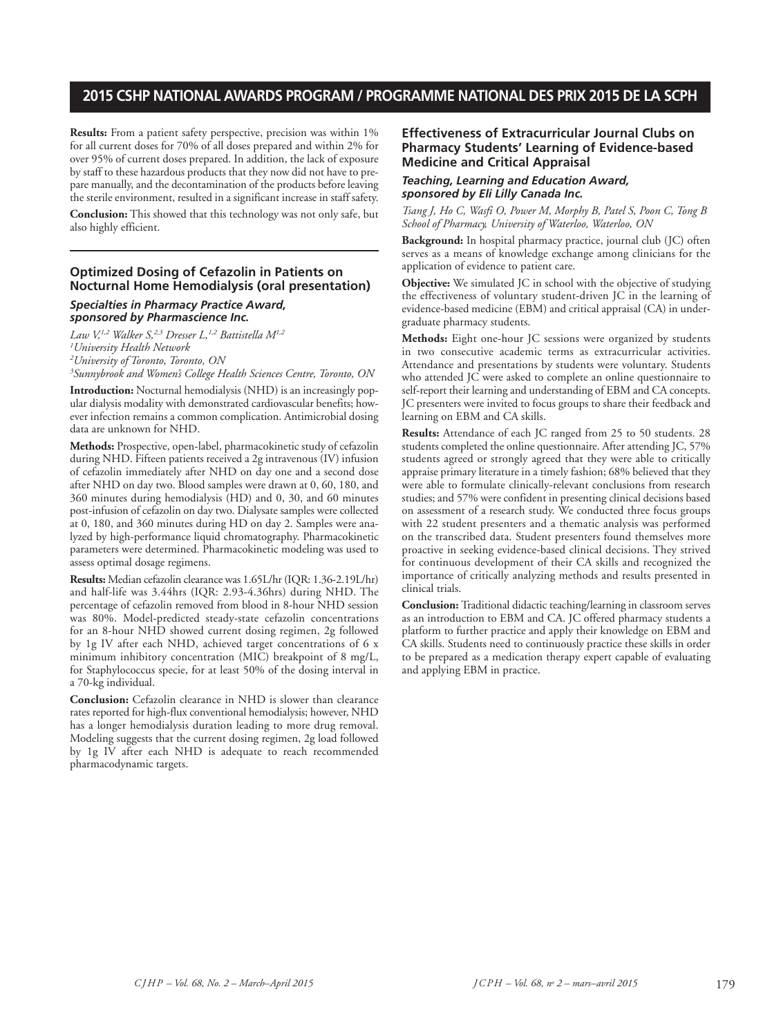**Results:** From a patient safety perspective, precision was within 1% for all current doses for 70% of all doses prepared and within 2% for over 95% of current doses prepared. In addition, the lack of exposure by staff to these hazardous products that they now did not have to prepare manually, and the decontamination of the products before leaving the sterile environment, resulted in a significant increase in staff safety.

**Conclusion:** This showed that this technology was not only safe, but also highly efficient.

---

### Optimized Dosing of Cefazolin in Patients on Nocturnal Home Hemodialysis (oral presentation)

***Specialties in Pharmacy Practice Award, sponsored by Pharmascience Inc.***

*Law V,[1,2] Walker S,[2,3] Dresser L,[1,2] Battistella M[1,2]*
*[1]University Health Network*
*[2]University of Toronto, Toronto, ON*
*[3]Sunnybrook and Women's College Health Sciences Centre, Toronto, ON*

**Introduction:** Nocturnal hemodialysis (NHD) is an increasingly popular dialysis modality with demonstrated cardiovascular benefits; however infection remains a common complication. Antimicrobial dosing data are unknown for NHD.

**Methods:** Prospective, open-label, pharmacokinetic study of cefazolin during NHD. Fifteen patients received a 2g intravenous (IV) infusion of cefazolin immediately after NHD on day one and a second dose after NHD on day two. Blood samples were drawn at 0, 60, 180, and 360 minutes during hemodialysis (HD) and 0, 30, and 60 minutes post-infusion of cefazolin on day two. Dialysate samples were collected at 0, 180, and 360 minutes during HD on day 2. Samples were analyzed by high-performance liquid chromatography. Pharmacokinetic parameters were determined. Pharmacokinetic modeling was used to assess optimal dosage regimens.

**Results:** Median cefazolin clearance was 1.65L/hr (IQR: 1.36-2.19L/hr) and half-life was 3.44hrs (IQR: 2.93-4.36hrs) during NHD. The percentage of cefazolin removed from blood in 8-hour NHD session was 80%. Model-predicted steady-state cefazolin concentrations for an 8-hour NHD showed current dosing regimen, 2g followed by 1g IV after each NHD, achieved target concentrations of 6 x minimum inhibitory concentration (MIC) breakpoint of 8 mg/L, for Staphylococcus specie, for at least 50% of the dosing interval in a 70-kg individual.

**Conclusion:** Cefazolin clearance in NHD is slower than clearance rates reported for high-flux conventional hemodialysis; however, NHD has a longer hemodialysis duration leading to more drug removal. Modeling suggests that the current dosing regimen, 2g load followed by 1g IV after each NHD is adequate to reach recommended pharmacodynamic targets.

### Effectiveness of Extracurricular Journal Clubs on Pharmacy Students' Learning of Evidence-based Medicine and Critical Appraisal

***Teaching, Learning and Education Award, sponsored by Eli Lilly Canada Inc.***

*Tsang J, Ho C, Wasfi O, Power M, Morphy B, Patel S, Poon C, Tong B*
*School of Pharmacy, University of Waterloo, Waterloo, ON*

**Background:** In hospital pharmacy practice, journal club (JC) often serves as a means of knowledge exchange among clinicians for the application of evidence to patient care.

**Objective:** We simulated JC in school with the objective of studying the effectiveness of voluntary student-driven JC in the learning of evidence-based medicine (EBM) and critical appraisal (CA) in undergraduate pharmacy students.

**Methods:** Eight one-hour JC sessions were organized by students in two consecutive academic terms as extracurricular activities. Attendance and presentations by students were voluntary. Students who attended JC were asked to complete an online questionnaire to self-report their learning and understanding of EBM and CA concepts. JC presenters were invited to focus groups to share their feedback and learning on EBM and CA skills.

**Results:** Attendance of each JC ranged from 25 to 50 students. 28 students completed the online questionnaire. After attending JC, 57% students agreed or strongly agreed that they were able to critically appraise primary literature in a timely fashion; 68% believed that they were able to formulate clinically-relevant conclusions from research studies; and 57% were confident in presenting clinical decisions based on assessment of a research study. We conducted three focus groups with 22 student presenters and a thematic analysis was performed on the transcribed data. Student presenters found themselves more proactive in seeking evidence-based clinical decisions. They strived for continuous development of their CA skills and recognized the importance of critically analyzing methods and results presented in clinical trials.

**Conclusion:** Traditional didactic teaching/learning in classroom serves as an introduction to EBM and CA. JC offered pharmacy students a platform to further practice and apply their knowledge on EBM and CA skills. Students need to continuously practice these skills in order to be prepared as a medication therapy expert capable of evaluating and applying EBM in practice.